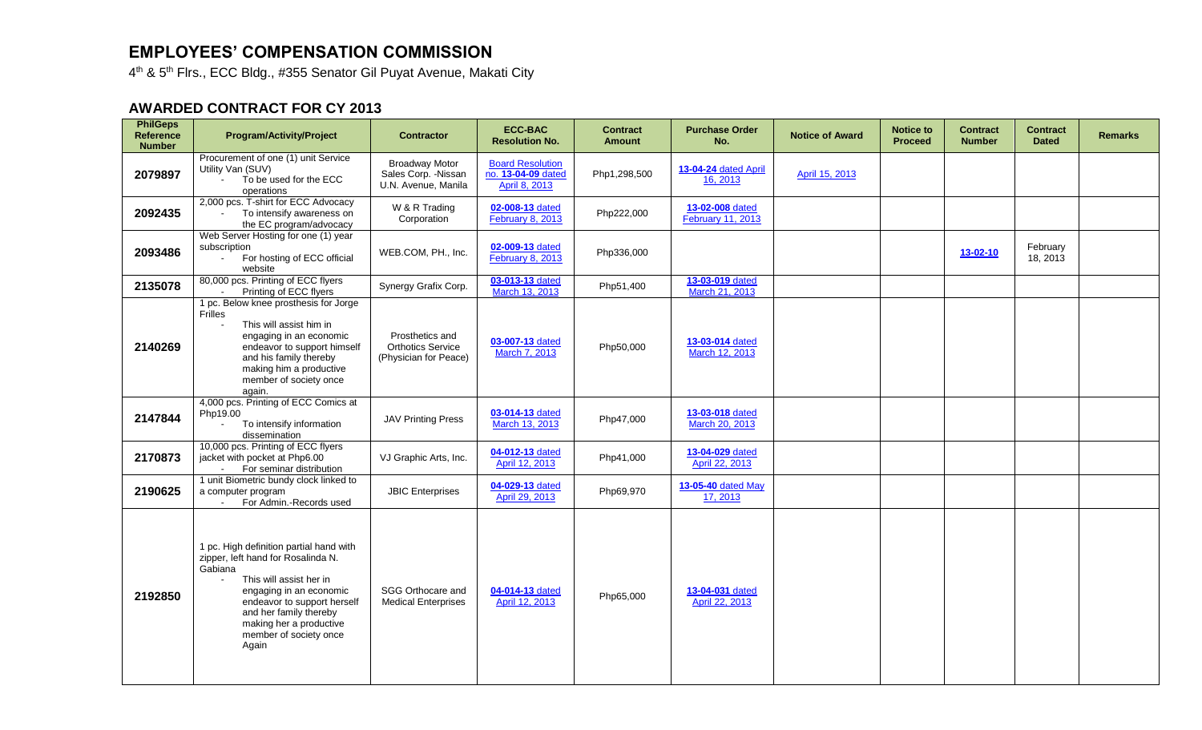# EMPLOYEES' COMPENSATION COMMISSION

4th & 5th Flrs., ECC Bldg., #355 Senator Gil Puyat Avenue, Makati City

## AWARDED CONTRACT FOR CY 2013

| PhilGeps Reference Number | Program/Activity/Project | Contractor | ECC-BAC Resolution No. | Contract Amount | Purchase Order No. | Notice of Award | Notice to Proceed | Contract Number | Contract Dated | Remarks |
|---|---|---|---|---|---|---|---|---|---|---|
| **2079897** | Procurement of one (1) unit Service Utility Van (SUV) - To be used for the ECC operations | Broadway Motor Sales Corp. -Nissan U.N. Avenue, Manila | Board Resolution no. **13-04-09** dated April 8, 2013 | Php1,298,500 | **13-04-24** dated April 16, 2013 | April 15, 2013 | | | | |
| **2092435** | 2,000 pcs. T-shirt for ECC Advocacy - To intensify awareness on the EC program/advocacy | W & R Trading Corporation | **02-008-13** dated February 8, 2013 | Php222,000 | **13-02-008** dated February 11, 2013 | | | | | |
| **2093486** | Web Server Hosting for one (1) year subscription - For hosting of ECC official website | WEB.COM, PH., Inc. | **02-009-13** dated February 8, 2013 | Php336,000 | | | | **13-02-10** | February 18, 2013 | |
| **2135078** | 80,000 pcs. Printing of ECC flyers - Printing of ECC flyers | Synergy Grafix Corp. | **03-013-13** dated March 13, 2013 | Php51,400 | **13-03-019** dated March 21, 2013 | | | | | |
| **2140269** | 1 pc. Below knee prosthesis for Jorge Frilles - This will assist him in engaging in an economic endeavor to support himself and his family thereby making him a productive member of society once again. | Prosthetics and Orthotics Service (Physician for Peace) | **03-007-13** dated March 7, 2013 | Php50,000 | **13-03-014** dated March 12, 2013 | | | | | |
| **2147844** | 4,000 pcs. Printing of ECC Comics at Php19.00 - To intensify information dissemination | JAV Printing Press | **03-014-13** dated March 13, 2013 | Php47,000 | **13-03-018** dated March 20, 2013 | | | | | |
| **2170873** | 10,000 pcs. Printing of ECC flyers jacket with pocket at Php6.00 - For seminar distribution | VJ Graphic Arts, Inc. | **04-012-13** dated April 12, 2013 | Php41,000 | **13-04-029** dated April 22, 2013 | | | | | |
| **2190625** | 1 unit Biometric bundy clock linked to a computer program - For Admin.-Records used | JBIC Enterprises | **04-029-13** dated April 29, 2013 | Php69,970 | **13-05-40** dated May 17, 2013 | | | | | |
| **2192850** | 1 pc. High definition partial hand with zipper, left hand for Rosalinda N. Gabiana - This will assist her in engaging in an economic endeavor to support herself and her family thereby making her a productive member of society once Again | SGG Orthocare and Medical Enterprises | **04-014-13** dated April 12, 2013 | Php65,000 | **13-04-031** dated April 22, 2013 | | | | | |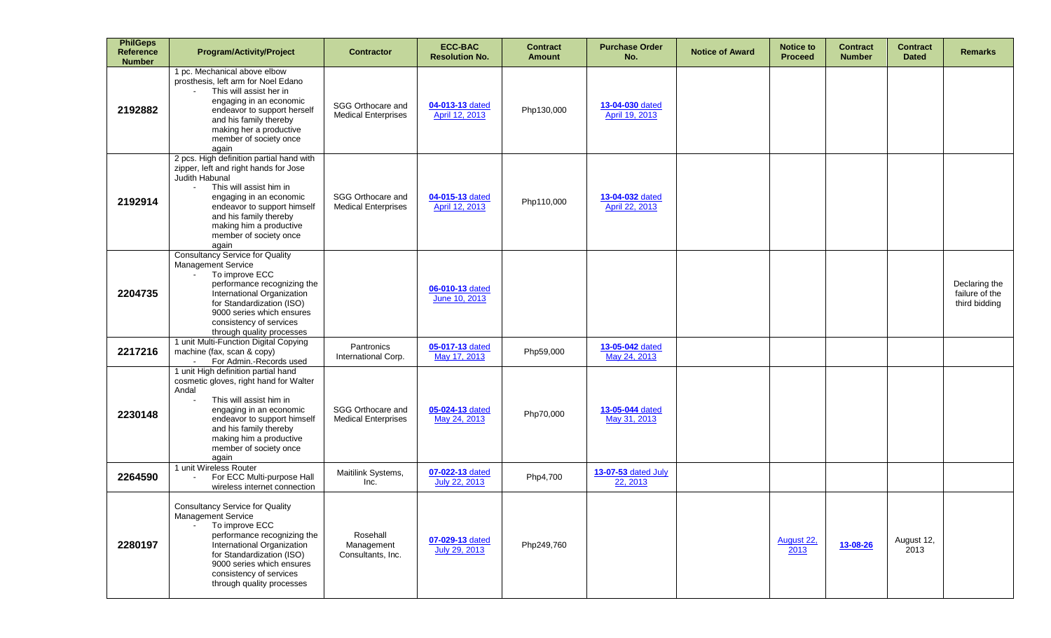| PhilGeps Reference Number | Program/Activity/Project | Contractor | ECC-BAC Resolution No. | Contract Amount | Purchase Order No. | Notice of Award | Notice to Proceed | Contract Number | Contract Dated | Remarks |
|---|---|---|---|---|---|---|---|---|---|---|
| **2192882** | 1 pc. Mechanical above elbow prosthesis, left arm for Noel Edano<br>- This will assist her in engaging in an economic endeavor to support herself and his family thereby making her a productive member of society once again | SGG Orthocare and Medical Enterprises | **04-013-13** dated April 12, 2013 | Php130,000 | **13-04-030** dated April 19, 2013 | | | | | |
| **2192914** | 2 pcs. High definition partial hand with zipper, left and right hands for Jose Judith Habunal<br>- This will assist him in engaging in an economic endeavor to support himself and his family thereby making him a productive member of society once again | SGG Orthocare and Medical Enterprises | **04-015-13** dated April 12, 2013 | Php110,000 | **13-04-032** dated April 22, 2013 | | | | | |
| **2204735** | Consultancy Service for Quality Management Service<br>- To improve ECC performance recognizing the International Organization for Standardization (ISO) 9000 series which ensures consistency of services through quality processes | | **06-010-13** dated June 10, 2013 | | | | | | | Declaring the failure of the third bidding |
| **2217216** | 1 unit Multi-Function Digital Copying machine (fax, scan & copy)<br>- For Admin.-Records used | Pantronics International Corp. | **05-017-13** dated May 17, 2013 | Php59,000 | **13-05-042** dated May 24, 2013 | | | | | |
| **2230148** | 1 unit High definition partial hand cosmetic gloves, right hand for Walter Andal<br>- This will assist him in engaging in an economic endeavor to support himself and his family thereby making him a productive member of society once again | SGG Orthocare and Medical Enterprises | **05-024-13** dated May 24, 2013 | Php70,000 | **13-05-044** dated May 31, 2013 | | | | | |
| **2264590** | 1 unit Wireless Router<br>- For ECC Multi-purpose Hall wireless internet connection | Maitilink Systems, Inc. | **07-022-13** dated July 22, 2013 | Php4,700 | **13-07-53** dated July 22, 2013 | | | | | |
| **2280197** | Consultancy Service for Quality Management Service<br>- To improve ECC performance recognizing the International Organization for Standardization (ISO) 9000 series which ensures consistency of services through quality processes | Rosehall Management Consultants, Inc. | **07-029-13** dated July 29, 2013 | Php249,760 | | | August 22, 2013 | **13-08-26** | August 12, 2013 | |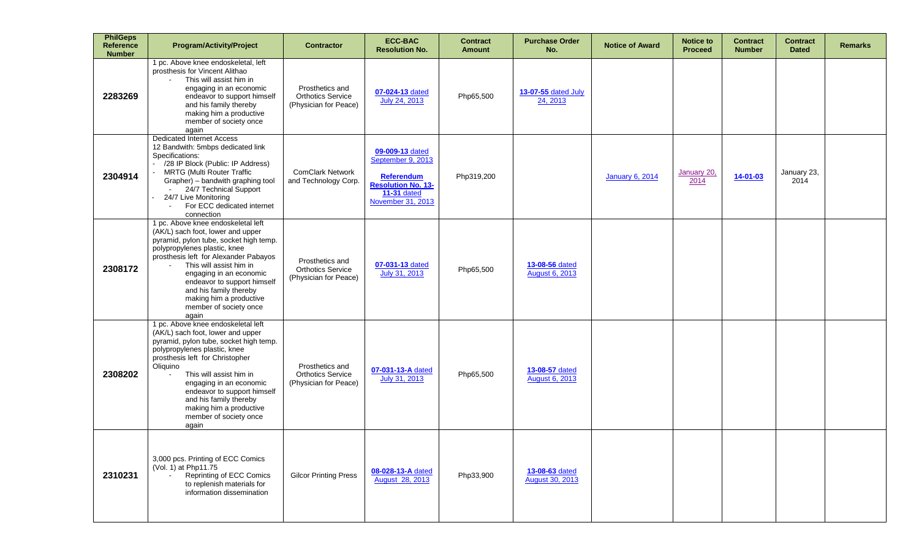| PhilGeps Reference Number | Program/Activity/Project | Contractor | ECC-BAC Resolution No. | Contract Amount | Purchase Order No. | Notice of Award | Notice to Proceed | Contract Number | Contract Dated | Remarks |
|---|---|---|---|---|---|---|---|---|---|---|
| **2283269** | 1 pc. Above knee endoskeletal, left prosthesis for Vincent Alithao<br>- This will assist him in engaging in an economic endeavor to support himself and his family thereby making him a productive member of society once again | Prosthetics and Orthotics Service (Physician for Peace) | **07-024-13** dated July 24, 2013 | Php65,500 | **13-07-55** dated July 24, 2013 | | | | | |
| **2304914** | Dedicated Internet Access<br>12 Bandwith: 5mbps dedicated link<br>Specifications:<br>- /28 IP Block (Public: IP Address)<br>- MRTG (Multi Router Traffic Grapher) – bandwith graphing tool<br>- 24/7 Technical Support<br>- 24/7 Live Monitoring<br>- For ECC dedicated internet connection | ComClark Network and Technology Corp. | **09-009-13** dated September 9, 2013<br>**Referendum Resolution No. 13-11-31** dated November 31, 2013 | Php319,200 | | January 6, 2014 | January 20, 2014 | **14-01-03** | January 23, 2014 | |
| **2308172** | 1 pc. Above knee endoskeletal left (AK/L) sach foot, lower and upper pyramid, pylon tube, socket high temp. polypropylenes plastic, knee prosthesis left for Alexander Pabayos<br>- This will assist him in engaging in an economic endeavor to support himself and his family thereby making him a productive member of society once again | Prosthetics and Orthotics Service (Physician for Peace) | **07-031-13** dated July 31, 2013 | Php65,500 | **13-08-56** dated August 6, 2013 | | | | | |
| **2308202** | 1 pc. Above knee endoskeletal left (AK/L) sach foot, lower and upper pyramid, pylon tube, socket high temp. polypropylenes plastic, knee prosthesis left for Christopher Oliquino<br>- This will assist him in engaging in an economic endeavor to support himself and his family thereby making him a productive member of society once again | Prosthetics and Orthotics Service (Physician for Peace) | **07-031-13-A** dated July 31, 2013 | Php65,500 | **13-08-57** dated August 6, 2013 | | | | | |
| **2310231** | 3,000 pcs. Printing of ECC Comics (Vol. 1) at Php11.75<br>- Reprinting of ECC Comics to replenish materials for information dissemination | Gilcor Printing Press | **08-028-13-A** dated August 28, 2013 | Php33,900 | **13-08-63** dated August 30, 2013 | | | | | |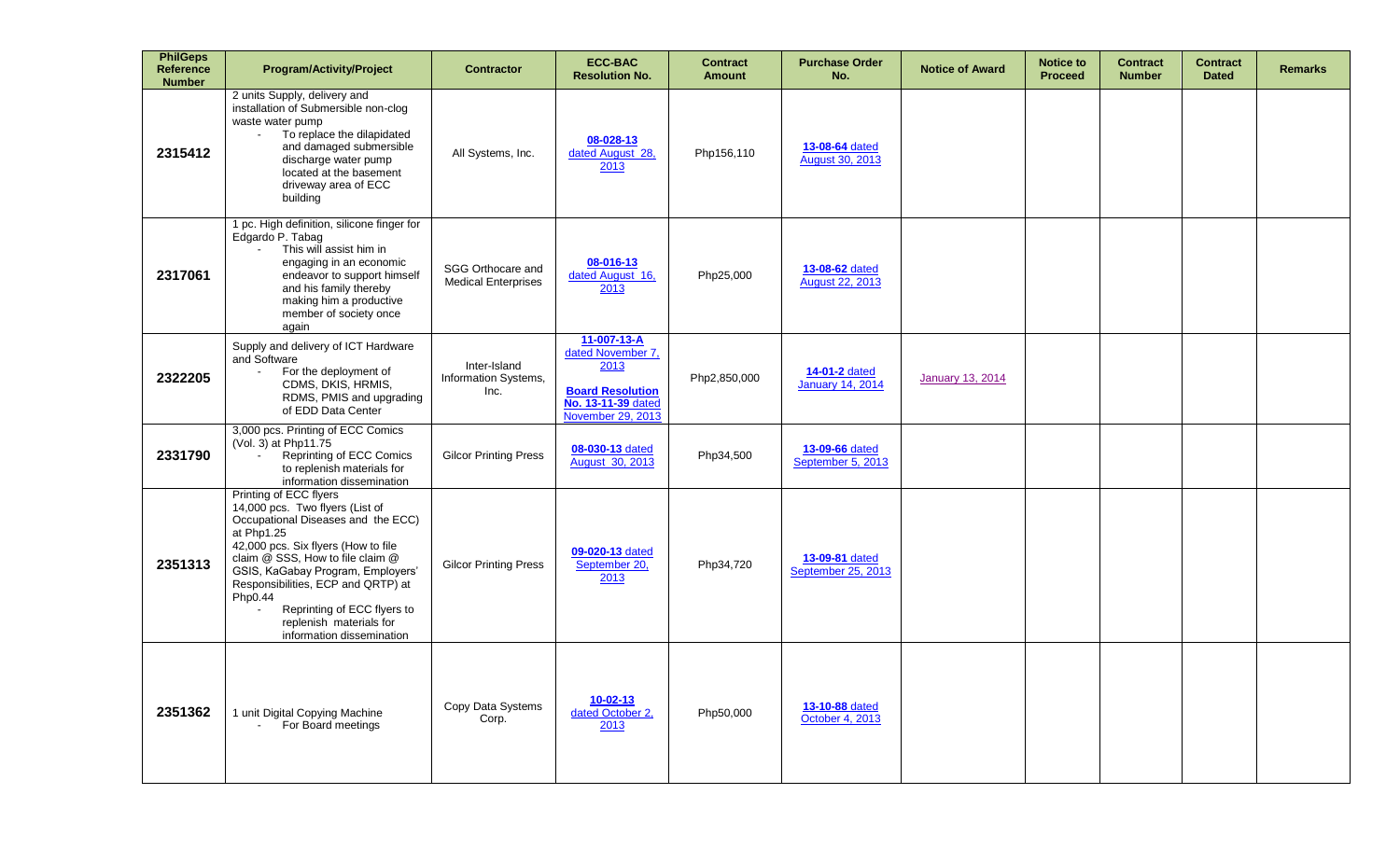| PhilGeps Reference Number | Program/Activity/Project | Contractor | ECC-BAC Resolution No. | Contract Amount | Purchase Order No. | Notice of Award | Notice to Proceed | Contract Number | Contract Dated | Remarks |
|---|---|---|---|---|---|---|---|---|---|---|
| **2315412** | 2 units Supply, delivery and installation of Submersible non-clog waste water pump<br>- To replace the dilapidated and damaged submersible discharge water pump located at the basement driveway area of ECC building | All Systems, Inc. | **08-028-13** dated August 28, 2013 | Php156,110 | **13-08-64** dated August 30, 2013 | | | | | |
| **2317061** | 1 pc. High definition, silicone finger for Edgardo P. Tabag<br>- This will assist him in engaging in an economic endeavor to support himself and his family thereby making him a productive member of society once again | SGG Orthocare and Medical Enterprises | **08-016-13** dated August 16, 2013 | Php25,000 | **13-08-62** dated August 22, 2013 | | | | | |
| **2322205** | Supply and delivery of ICT Hardware and Software<br>- For the deployment of CDMS, DKIS, HRMIS, RDMS, PMIS and upgrading of EDD Data Center | Inter-Island Information Systems, Inc. | **11-007-13-A** dated November 7, 2013<br>**Board Resolution No. 13-11-39** dated November 29, 2013 | Php2,850,000 | **14-01-2** dated January 14, 2014 | January 13, 2014 | | | | |
| **2331790** | 3,000 pcs. Printing of ECC Comics (Vol. 3) at Php11.75<br>- Reprinting of ECC Comics to replenish materials for information dissemination | Gilcor Printing Press | **08-030-13** dated August 30, 2013 | Php34,500 | **13-09-66** dated September 5, 2013 | | | | | |
| **2351313** | Printing of ECC flyers<br>14,000 pcs. Two flyers (List of Occupational Diseases and the ECC) at Php1.25<br>42,000 pcs. Six flyers (How to file claim @ SSS, How to file claim @ GSIS, KaGabay Program, Employers' Responsibilities, ECP and QRTP) at Php0.44<br>- Reprinting of ECC flyers to replenish materials for information dissemination | Gilcor Printing Press | **09-020-13** dated September 20, 2013 | Php34,720 | **13-09-81** dated September 25, 2013 | | | | | |
| **2351362** | 1 unit Digital Copying Machine<br>- For Board meetings | Copy Data Systems Corp. | **10-02-13** dated October 2, 2013 | Php50,000 | **13-10-88** dated October 4, 2013 | | | | | |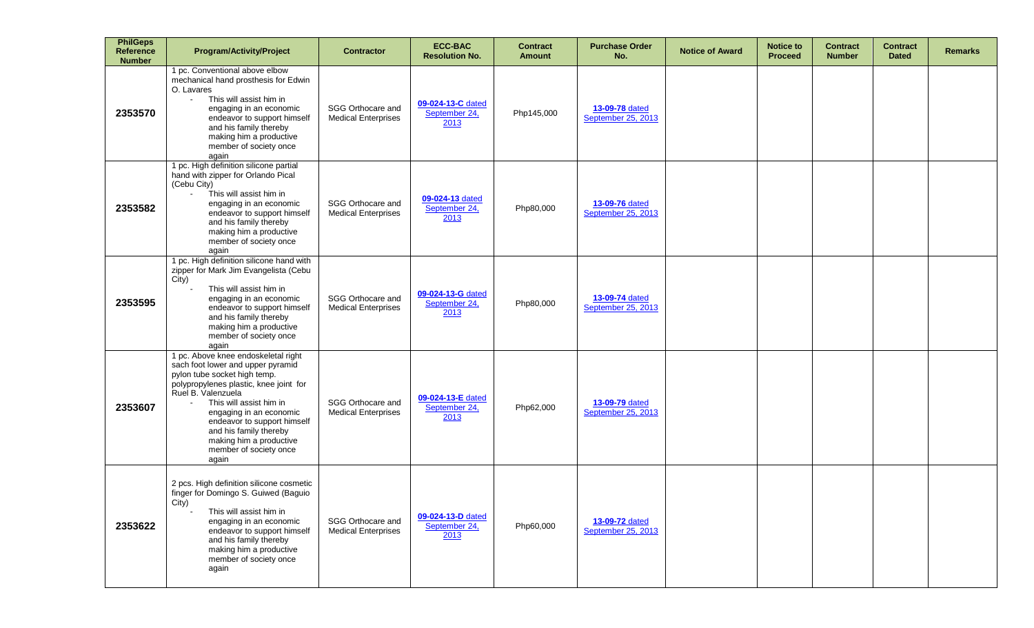| PhilGeps Reference Number | Program/Activity/Project | Contractor | ECC-BAC Resolution No. | Contract Amount | Purchase Order No. | Notice of Award | Notice to Proceed | Contract Number | Contract Dated | Remarks |
|---|---|---|---|---|---|---|---|---|---|---|
| **2353570** | 1 pc. Conventional above elbow mechanical hand prosthesis for Edwin O. Lavares<br>- This will assist him in engaging in an economic endeavor to support himself and his family thereby making him a productive member of society once again | SGG Orthocare and Medical Enterprises | **09-024-13-C** dated September 24, 2013 | Php145,000 | **13-09-78** dated September 25, 2013 | | | | | |
| **2353582** | 1 pc. High definition silicone partial hand with zipper for Orlando Pical (Cebu City)<br>- This will assist him in engaging in an economic endeavor to support himself and his family thereby making him a productive member of society once again | SGG Orthocare and Medical Enterprises | **09-024-13** dated September 24, 2013 | Php80,000 | **13-09-76** dated September 25, 2013 | | | | | |
| **2353595** | 1 pc. High definition silicone hand with zipper for Mark Jim Evangelista (Cebu City)<br>- This will assist him in engaging in an economic endeavor to support himself and his family thereby making him a productive member of society once again | SGG Orthocare and Medical Enterprises | **09-024-13-G** dated September 24, 2013 | Php80,000 | **13-09-74** dated September 25, 2013 | | | | | |
| **2353607** | 1 pc. Above knee endoskeletal right sach foot lower and upper pyramid pylon tube socket high temp. polypropylenes plastic, knee joint for Ruel B. Valenzuela<br>- This will assist him in engaging in an economic endeavor to support himself and his family thereby making him a productive member of society once again | SGG Orthocare and Medical Enterprises | **09-024-13-E** dated September 24, 2013 | Php62,000 | **13-09-79** dated September 25, 2013 | | | | | |
| **2353622** | 2 pcs. High definition silicone cosmetic finger for Domingo S. Guiwed (Baguio City)<br>- This will assist him in engaging in an economic endeavor to support himself and his family thereby making him a productive member of society once again | SGG Orthocare and Medical Enterprises | **09-024-13-D** dated September 24, 2013 | Php60,000 | **13-09-72** dated September 25, 2013 | | | | | |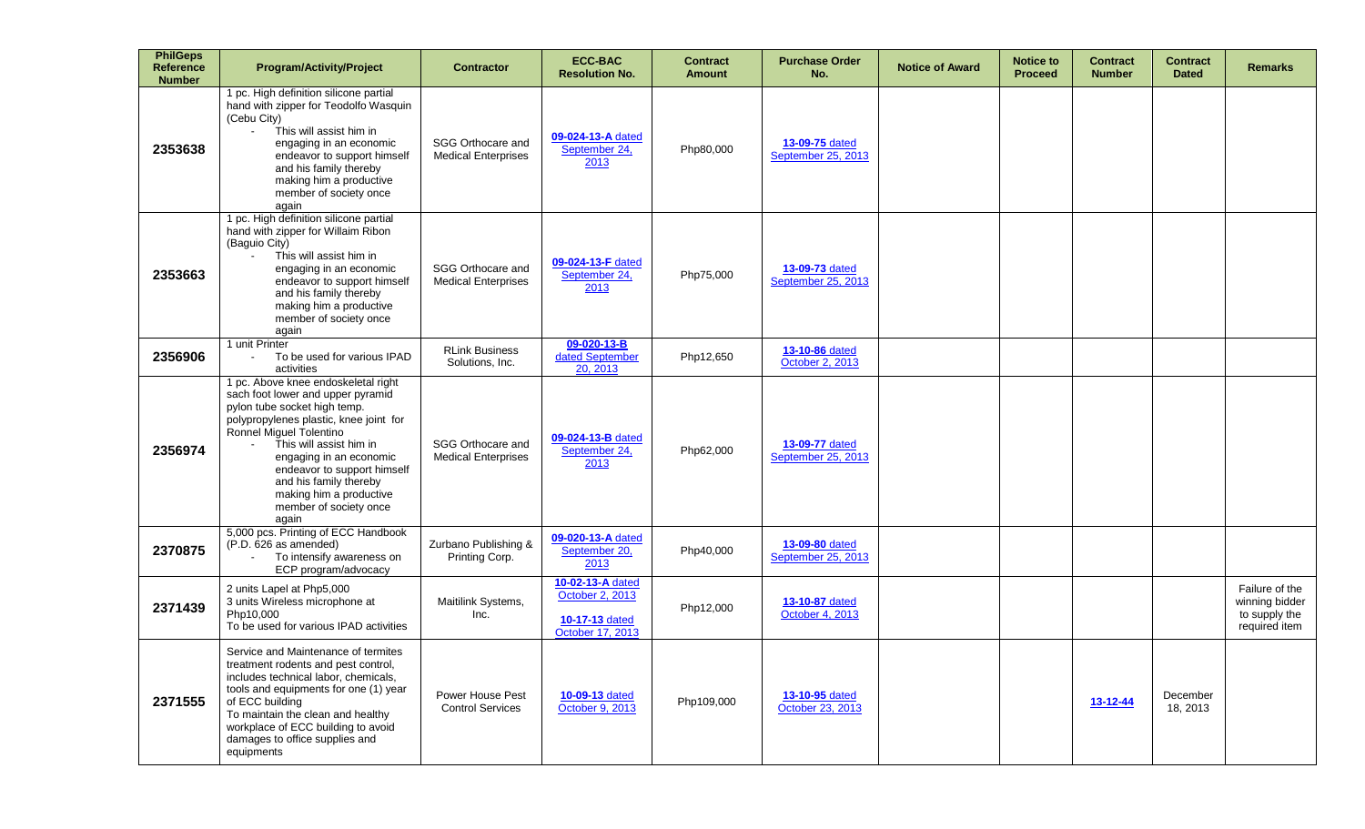| PhilGeps Reference Number | Program/Activity/Project | Contractor | ECC-BAC Resolution No. | Contract Amount | Purchase Order No. | Notice of Award | Notice to Proceed | Contract Number | Contract Dated | Remarks |
|---|---|---|---|---|---|---|---|---|---|---|
| **2353638** | 1 pc. High definition silicone partial hand with zipper for Teodolfo Wasquin (Cebu City)<br>- This will assist him in engaging in an economic endeavor to support himself and his family thereby making him a productive member of society once again | SGG Orthocare and Medical Enterprises | **09-024-13-A** dated September 24, 2013 | Php80,000 | **13-09-75** dated September 25, 2013 | | | | | |
| **2353663** | 1 pc. High definition silicone partial hand with zipper for Willaim Ribon (Baguio City)<br>- This will assist him in engaging in an economic endeavor to support himself and his family thereby making him a productive member of society once again | SGG Orthocare and Medical Enterprises | **09-024-13-F** dated September 24, 2013 | Php75,000 | **13-09-73** dated September 25, 2013 | | | | | |
| **2356906** | 1 unit Printer<br>- To be used for various IPAD activities | RLink Business Solutions, Inc. | **09-020-13-B** dated September 20, 2013 | Php12,650 | **13-10-86** dated October 2, 2013 | | | | | |
| **2356974** | 1 pc. Above knee endoskeletal right sach foot lower and upper pyramid pylon tube socket high temp. polypropylenes plastic, knee joint for Ronnel Miguel Tolentino<br>- This will assist him in engaging in an economic endeavor to support himself and his family thereby making him a productive member of society once again | SGG Orthocare and Medical Enterprises | **09-024-13-B** dated September 24, 2013 | Php62,000 | **13-09-77** dated September 25, 2013 | | | | | |
| **2370875** | 5,000 pcs. Printing of ECC Handbook (P.D. 626 as amended)<br>- To intensify awareness on ECP program/advocacy | Zurbano Publishing & Printing Corp. | **09-020-13-A** dated September 20, 2013 | Php40,000 | **13-09-80** dated September 25, 2013 | | | | | |
| **2371439** | 2 units Lapel at Php5,000<br>3 units Wireless microphone at Php10,000<br>To be used for various IPAD activities | Maitilink Systems, Inc. | **10-02-13-A** dated October 2, 2013<br><br>**10-17-13** dated October 17, 2013 | Php12,000 | **13-10-87** dated October 4, 2013 | | | | | Failure of the winning bidder to supply the required item |
| **2371555** | Service and Maintenance of termites treatment rodents and pest control, includes technical labor, chemicals, tools and equipments for one (1) year of ECC building<br>To maintain the clean and healthy workplace of ECC building to avoid damages to office supplies and equipments | Power House Pest Control Services | **10-09-13** dated October 9, 2013 | Php109,000 | **13-10-95** dated October 23, 2013 | | | **13-12-44** | December 18, 2013 | |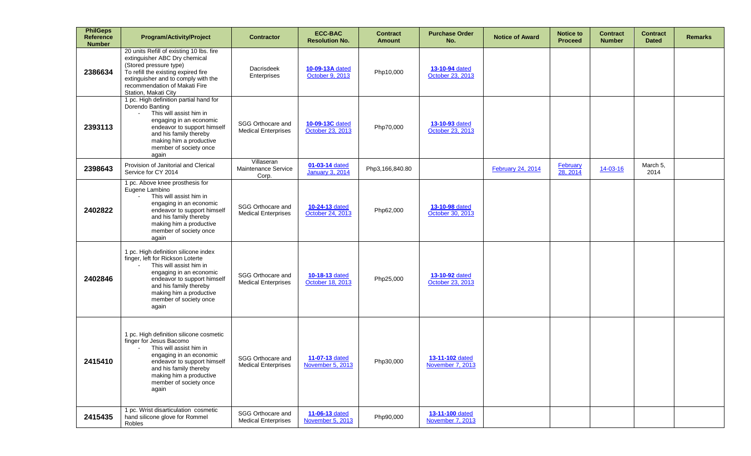| PhilGeps Reference Number | Program/Activity/Project | Contractor | ECC-BAC Resolution No. | Contract Amount | Purchase Order No. | Notice of Award | Notice to Proceed | Contract Number | Contract Dated | Remarks |
|---|---|---|---|---|---|---|---|---|---|---|
| **2386634** | 20 units Refill of existing 10 lbs. fire extinguisher ABC Dry chemical (Stored pressure type) To refill the existing expired fire extinguisher and to comply with the recommendation of Makati Fire Station, Makati City | Dacrisdeek Enterprises | **10-09-13A** dated October 9, 2013 | Php10,000 | **13-10-94** dated October 23, 2013 | | | | | |
| **2393113** | 1 pc. High definition partial hand for Dorendo Banting - This will assist him in engaging in an economic endeavor to support himself and his family thereby making him a productive member of society once again | SGG Orthocare and Medical Enterprises | **10-09-13C** dated October 23, 2013 | Php70,000 | **13-10-93** dated October 23, 2013 | | | | | |
| **2398643** | Provision of Janitorial and Clerical Service for CY 2014 | Villaseran Maintenance Service Corp. | **01-03-14** dated January 3, 2014 | Php3,166,840.80 | | February 24, 2014 | February 28, 2014 | 14-03-16 | March 5, 2014 | |
| **2402822** | 1 pc. Above knee prosthesis for Eugene Lambino - This will assist him in engaging in an economic endeavor to support himself and his family thereby making him a productive member of society once again | SGG Orthocare and Medical Enterprises | **10-24-13** dated October 24, 2013 | Php62,000 | **13-10-98** dated October 30, 2013 | | | | | |
| **2402846** | 1 pc. High definition silicone index finger, left for Rickson Loterte - This will assist him in engaging in an economic endeavor to support himself and his family thereby making him a productive member of society once again | SGG Orthocare and Medical Enterprises | **10-18-13** dated October 18, 2013 | Php25,000 | **13-10-92** dated October 23, 2013 | | | | | |
| **2415410** | 1 pc. High definition silicone cosmetic finger for Jesus Bacomo - This will assist him in engaging in an economic endeavor to support himself and his family thereby making him a productive member of society once again | SGG Orthocare and Medical Enterprises | **11-07-13** dated November 5, 2013 | Php30,000 | **13-11-102** dated November 7, 2013 | | | | | |
| **2415435** | 1 pc. Wrist disarticulation cosmetic hand silicone glove for Rommel Robles | SGG Orthocare and Medical Enterprises | **11-06-13** dated November 5, 2013 | Php90,000 | **13-11-100** dated November 7, 2013 | | | | | |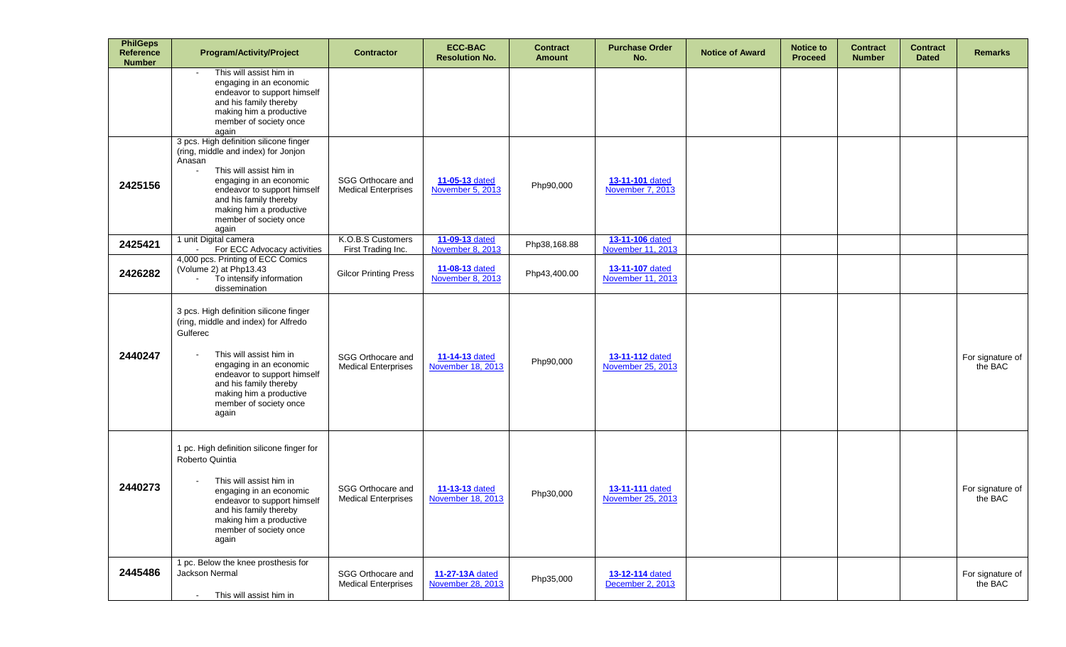| PhilGeps Reference Number | Program/Activity/Project | Contractor | ECC-BAC Resolution No. | Contract Amount | Purchase Order No. | Notice of Award | Notice to Proceed | Contract Number | Contract Dated | Remarks |
|---|---|---|---|---|---|---|---|---|---|---|
| | - This will assist him in engaging in an economic endeavor to support himself and his family thereby making him a productive member of society once again | | | | | | | | | |
| 2425156 | 3 pcs. High definition silicone finger (ring, middle and index) for Jonjon Anasan<br>- This will assist him in engaging in an economic endeavor to support himself and his family thereby making him a productive member of society once again | SGG Orthocare and Medical Enterprises | **11-05-13** dated November 5, 2013 | Php90,000 | **13-11-101** dated November 7, 2013 | | | | | |
| 2425421 | 1 unit Digital camera<br>- For ECC Advocacy activities | K.O.B.S Customers First Trading Inc. | **11-09-13** dated November 8, 2013 | Php38,168.88 | **13-11-106** dated November 11, 2013 | | | | | |
| 2426282 | 4,000 pcs. Printing of ECC Comics (Volume 2) at Php13.43<br>- To intensify information dissemination | Gilcor Printing Press | **11-08-13** dated November 8, 2013 | Php43,400.00 | **13-11-107** dated November 11, 2013 | | | | | |
| 2440247 | 3 pcs. High definition silicone finger (ring, middle and index) for Alfredo Gulferec<br>- This will assist him in engaging in an economic endeavor to support himself and his family thereby making him a productive member of society once again | SGG Orthocare and Medical Enterprises | **11-14-13** dated November 18, 2013 | Php90,000 | **13-11-112** dated November 25, 2013 | | | | | For signature of the BAC |
| 2440273 | 1 pc. High definition silicone finger for Roberto Quintia<br>- This will assist him in engaging in an economic endeavor to support himself and his family thereby making him a productive member of society once again | SGG Orthocare and Medical Enterprises | **11-13-13** dated November 18, 2013 | Php30,000 | **13-11-111** dated November 25, 2013 | | | | | For signature of the BAC |
| 2445486 | 1 pc. Below the knee prosthesis for Jackson Nermal<br>- This will assist him in | SGG Orthocare and Medical Enterprises | **11-27-13A** dated November 28, 2013 | Php35,000 | **13-12-114** dated December 2, 2013 | | | | | For signature of the BAC |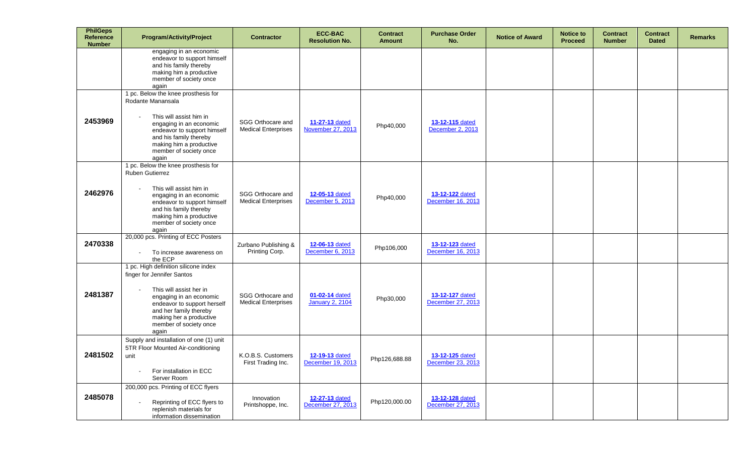| PhilGeps Reference Number | Program/Activity/Project | Contractor | ECC-BAC Resolution No. | Contract Amount | Purchase Order No. | Notice of Award | Notice to Proceed | Contract Number | Contract Dated | Remarks |
|---|---|---|---|---|---|---|---|---|---|---|
| | engaging in an economic endeavor to support himself and his family thereby making him a productive member of society once again | | | | | | | | | |
| 2453969 | 1 pc. Below the knee prosthesis for Rodante Manansala<br>- This will assist him in engaging in an economic endeavor to support himself and his family thereby making him a productive member of society once again | SGG Orthocare and Medical Enterprises | **11-27-13** dated November 27, 2013 | Php40,000 | **13-12-115** dated December 2, 2013 | | | | | |
| 2462976 | 1 pc. Below the knee prosthesis for Ruben Gutierrez<br>- This will assist him in engaging in an economic endeavor to support himself and his family thereby making him a productive member of society once again | SGG Orthocare and Medical Enterprises | **12-05-13** dated December 5, 2013 | Php40,000 | **13-12-122** dated December 16, 2013 | | | | | |
| 2470338 | 20,000 pcs. Printing of ECC Posters<br>- To increase awareness on the ECP | Zurbano Publishing & Printing Corp. | **12-06-13** dated December 6, 2013 | Php106,000 | **13-12-123** dated December 16, 2013 | | | | | |
| 2481387 | 1 pc. High definition silicone index finger for Jennifer Santos<br>- This will assist her in engaging in an economic endeavor to support herself and her family thereby making her a productive member of society once again | SGG Orthocare and Medical Enterprises | **01-02-14** dated January 2, 2104 | Php30,000 | **13-12-127** dated December 27, 2013 | | | | | |
| 2481502 | Supply and installation of one (1) unit 5TR Floor Mounted Air-conditioning unit<br>- For installation in ECC Server Room | K.O.B.S. Customers First Trading Inc. | **12-19-13** dated December 19, 2013 | Php126,688.88 | **13-12-125** dated December 23, 2013 | | | | | |
| 2485078 | 200,000 pcs. Printing of ECC flyers<br>- Reprinting of ECC flyers to replenish materials for information dissemination | Innovation Printshoppe, Inc. | **12-27-13** dated December 27, 2013 | Php120,000.00 | **13-12-128** dated December 27, 2013 | | | | | |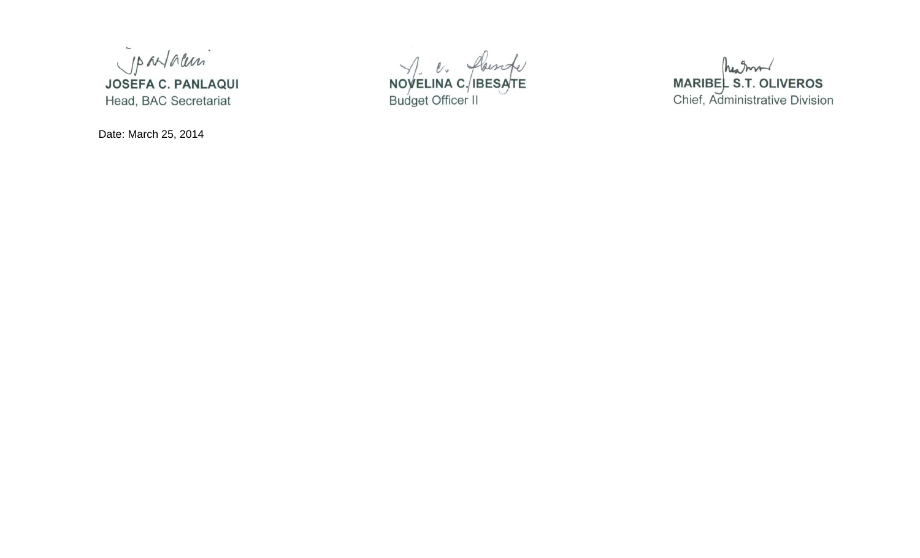| | | |
|---|---|---|
| **JOSEFA C. PANLAQUI** | **NOVELINA C. IBESATE** | **MARIBEL S.T. OLIVEROS** |
| Head, BAC Secretariat | Budget Officer II | Chief, Administrative Division |

Date: March 25, 2014